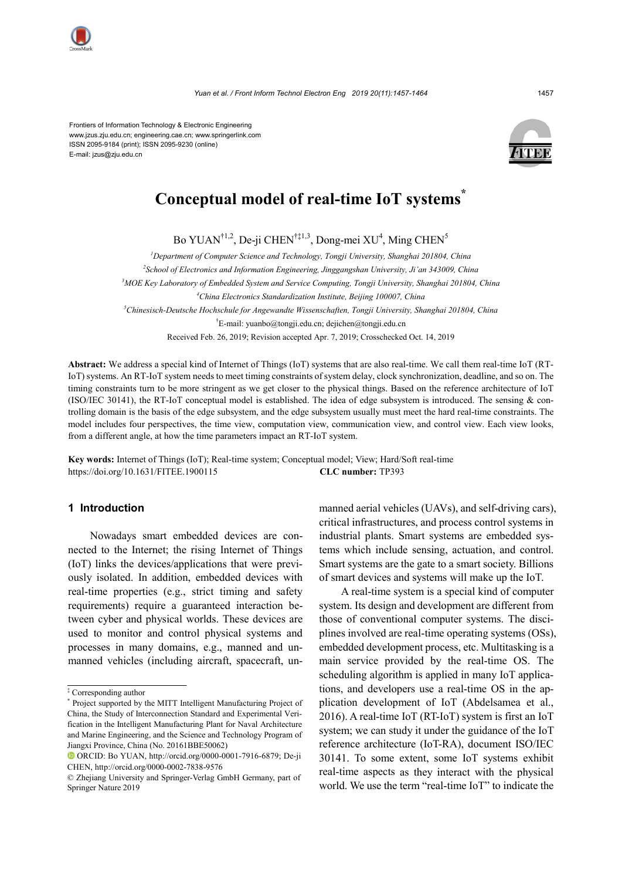Frontiers of Information Technology & Electronic Engineering
www.jzus.zju.edu.cn; engineering.cae.cn; www.springerlink.com
ISSN 2095-9184 (print); ISSN 2095-9230 (online)
E-mail: jzus@zju.edu.cn

# Conceptual model of real-time IoT systems*

Bo YUAN[†1,2], De-ji CHEN[†‡1,3], Dong-mei XU[4], Ming CHEN[5]

[1]*Department of Computer Science and Technology, Tongji University, Shanghai 201804, China*
[2]*School of Electronics and Information Engineering, Jinggangshan University, Ji'an 343009, China*
[3]*MOE Key Laboratory of Embedded System and Service Computing, Tongji University, Shanghai 201804, China*
[4]*China Electronics Standardization Institute, Beijing 100007, China*
[5]*Chinesisch-Deutsche Hochschule for Angewandte Wissenschaften, Tongji University, Shanghai 201804, China*
[†]E-mail: yuanbo@tongji.edu.cn; dejichen@tongji.edu.cn

Received Feb. 26, 2019; Revision accepted Apr. 7, 2019; Crosschecked Oct. 14, 2019

**Abstract:** We address a special kind of Internet of Things (IoT) systems that are also real-time. We call them real-time IoT (RT-IoT) systems. An RT-IoT system needs to meet timing constraints of system delay, clock synchronization, deadline, and so on. The timing constraints turn to be more stringent as we get closer to the physical things. Based on the reference architecture of IoT (ISO/IEC 30141), the RT-IoT conceptual model is established. The idea of edge subsystem is introduced. The sensing & controlling domain is the basis of the edge subsystem, and the edge subsystem usually must meet the hard real-time constraints. The model includes four perspectives, the time view, computation view, communication view, and control view. Each view looks, from a different angle, at how the time parameters impact an RT-IoT system.

**Key words:** Internet of Things (IoT); Real-time system; Conceptual model; View; Hard/Soft real-time
https://doi.org/10.1631/FITEE.1900115 **CLC number:** TP393

## 1 Introduction

Nowadays smart embedded devices are connected to the Internet; the rising Internet of Things (IoT) links the devices/applications that were previously isolated. In addition, embedded devices with real-time properties (e.g., strict timing and safety requirements) require a guaranteed interaction between cyber and physical worlds. These devices are used to monitor and control physical systems and processes in many domains, e.g., manned and unmanned vehicles (including aircraft, spacecraft, unmanned aerial vehicles (UAVs), and self-driving cars), critical infrastructures, and process control systems in industrial plants. Smart systems are embedded systems which include sensing, actuation, and control. Smart systems are the gate to a smart society. Billions of smart devices and systems will make up the IoT.

A real-time system is a special kind of computer system. Its design and development are different from those of conventional computer systems. The disciplines involved are real-time operating systems (OSs), embedded development process, etc. Multitasking is a main service provided by the real-time OS. The scheduling algorithm is applied in many IoT applications, and developers use a real-time OS in the application development of IoT (Abdelsamea et al., 2016). A real-time IoT (RT-IoT) system is first an IoT system; we can study it under the guidance of the IoT reference architecture (IoT-RA), document ISO/IEC 30141. To some extent, some IoT systems exhibit real-time aspects as they interact with the physical world. We use the term "real-time IoT" to indicate the

---

‡ Corresponding author

\* Project supported by the MITT Intelligent Manufacturing Project of China, the Study of Interconnection Standard and Experimental Verification in the Intelligent Manufacturing Plant for Naval Architecture and Marine Engineering, and the Science and Technology Program of Jiangxi Province, China (No. 20161BBE50062)

ORCID: Bo YUAN, http://orcid.org/0000-0001-7916-6879; De-ji CHEN, http://orcid.org/0000-0002-7838-9576

© Zhejiang University and Springer-Verlag GmbH Germany, part of Springer Nature 2019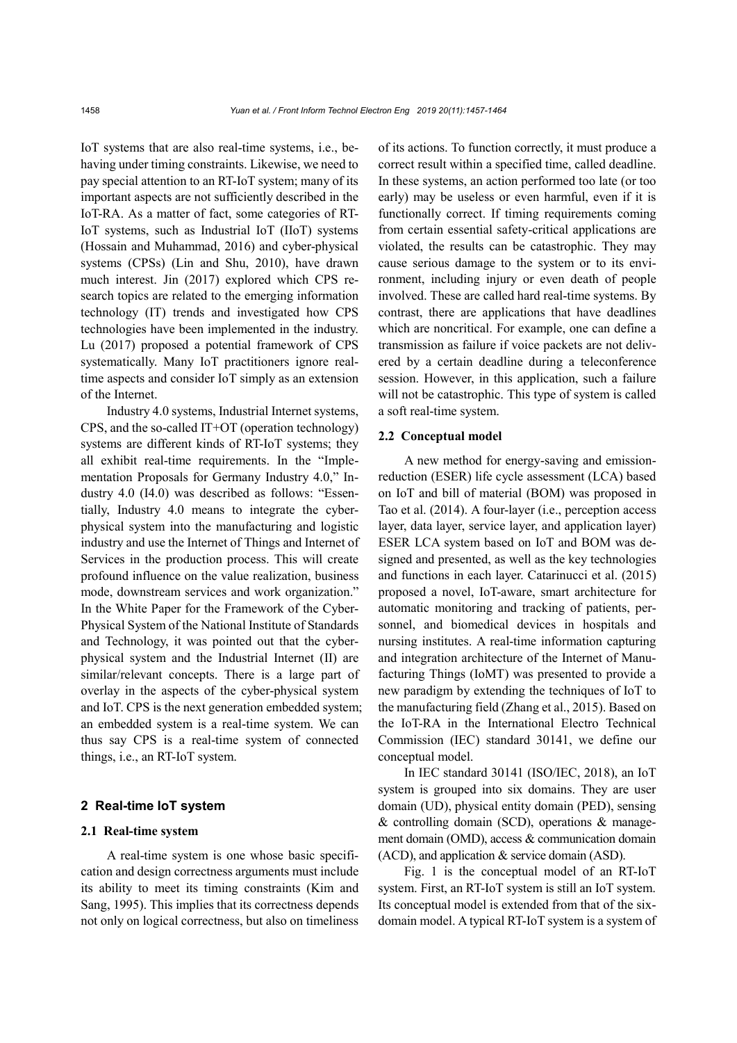IoT systems that are also real-time systems, i.e., behaving under timing constraints. Likewise, we need to pay special attention to an RT-IoT system; many of its important aspects are not sufficiently described in the IoT-RA. As a matter of fact, some categories of RT-IoT systems, such as Industrial IoT (IIoT) systems (Hossain and Muhammad, 2016) and cyber-physical systems (CPSs) (Lin and Shu, 2010), have drawn much interest. Jin (2017) explored which CPS research topics are related to the emerging information technology (IT) trends and investigated how CPS technologies have been implemented in the industry. Lu (2017) proposed a potential framework of CPS systematically. Many IoT practitioners ignore real-time aspects and consider IoT simply as an extension of the Internet.

Industry 4.0 systems, Industrial Internet systems, CPS, and the so-called IT+OT (operation technology) systems are different kinds of RT-IoT systems; they all exhibit real-time requirements. In the "Implementation Proposals for Germany Industry 4.0," Industry 4.0 (I4.0) was described as follows: "Essentially, Industry 4.0 means to integrate the cyber-physical system into the manufacturing and logistic industry and use the Internet of Things and Internet of Services in the production process. This will create profound influence on the value realization, business mode, downstream services and work organization." In the White Paper for the Framework of the Cyber-Physical System of the National Institute of Standards and Technology, it was pointed out that the cyber-physical system and the Industrial Internet (II) are similar/relevant concepts. There is a large part of overlay in the aspects of the cyber-physical system and IoT. CPS is the next generation embedded system; an embedded system is a real-time system. We can thus say CPS is a real-time system of connected things, i.e., an RT-IoT system.

## 2 Real-time IoT system

### 2.1 Real-time system

A real-time system is one whose basic specification and design correctness arguments must include its ability to meet its timing constraints (Kim and Sang, 1995). This implies that its correctness depends not only on logical correctness, but also on timeliness of its actions. To function correctly, it must produce a correct result within a specified time, called deadline. In these systems, an action performed too late (or too early) may be useless or even harmful, even if it is functionally correct. If timing requirements coming from certain essential safety-critical applications are violated, the results can be catastrophic. They may cause serious damage to the system or to its environment, including injury or even death of people involved. These are called hard real-time systems. By contrast, there are applications that have deadlines which are noncritical. For example, one can define a transmission as failure if voice packets are not delivered by a certain deadline during a teleconference session. However, in this application, such a failure will not be catastrophic. This type of system is called a soft real-time system.

### 2.2 Conceptual model

A new method for energy-saving and emission-reduction (ESER) life cycle assessment (LCA) based on IoT and bill of material (BOM) was proposed in Tao et al. (2014). A four-layer (i.e., perception access layer, data layer, service layer, and application layer) ESER LCA system based on IoT and BOM was designed and presented, as well as the key technologies and functions in each layer. Catarinucci et al. (2015) proposed a novel, IoT-aware, smart architecture for automatic monitoring and tracking of patients, personnel, and biomedical devices in hospitals and nursing institutes. A real-time information capturing and integration architecture of the Internet of Manufacturing Things (IoMT) was presented to provide a new paradigm by extending the techniques of IoT to the manufacturing field (Zhang et al., 2015). Based on the IoT-RA in the International Electro Technical Commission (IEC) standard 30141, we define our conceptual model.

In IEC standard 30141 (ISO/IEC, 2018), an IoT system is grouped into six domains. They are user domain (UD), physical entity domain (PED), sensing & controlling domain (SCD), operations & management domain (OMD), access & communication domain (ACD), and application & service domain (ASD).

Fig. 1 is the conceptual model of an RT-IoT system. First, an RT-IoT system is still an IoT system. Its conceptual model is extended from that of the six-domain model. A typical RT-IoT system is a system of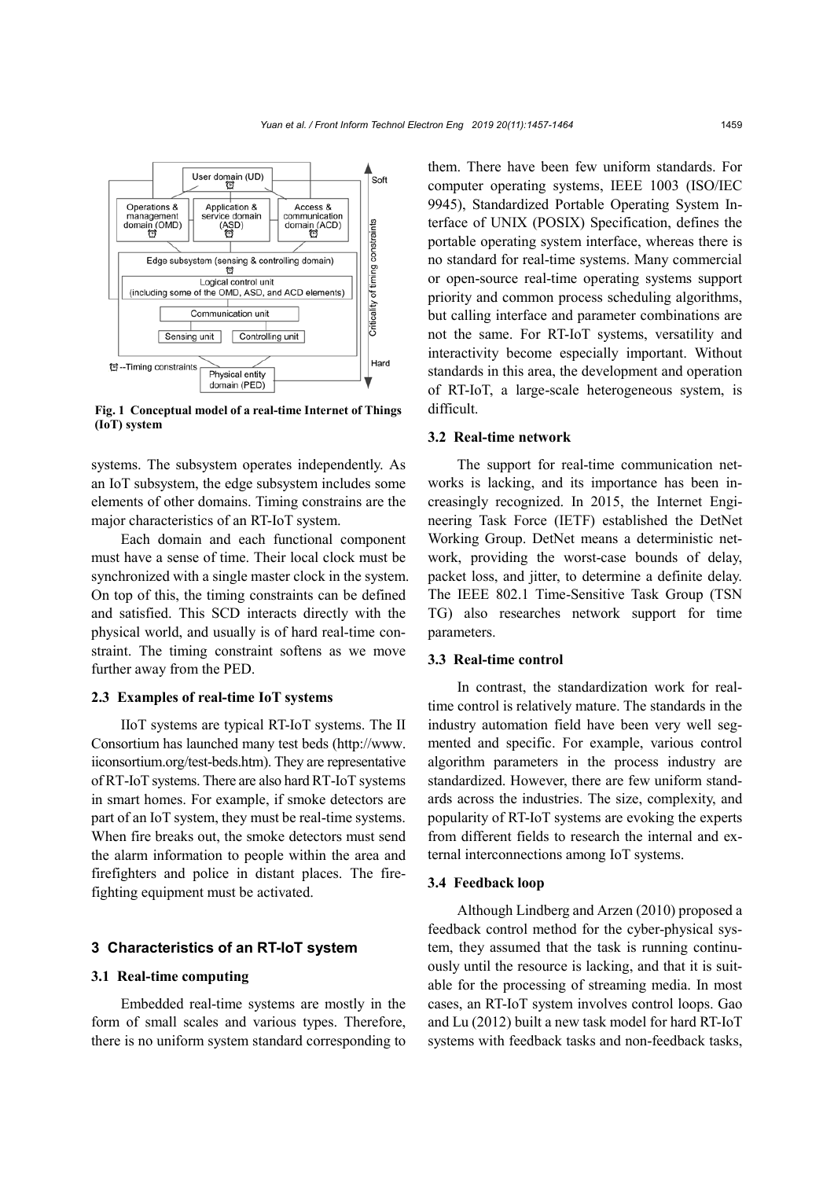Fig. 1 Conceptual model of a real-time Internet of Things (IoT) system

systems. The subsystem operates independently. As an IoT subsystem, the edge subsystem includes some elements of other domains. Timing constrains are the major characteristics of an RT-IoT system.

Each domain and each functional component must have a sense of time. Their local clock must be synchronized with a single master clock in the system. On top of this, the timing constraints can be defined and satisfied. This SCD interacts directly with the physical world, and usually is of hard real-time constraint. The timing constraint softens as we move further away from the PED.

### 2.3 Examples of real-time IoT systems

IIoT systems are typical RT-IoT systems. The II Consortium has launched many test beds (http://www.iiconsortium.org/test-beds.htm). They are representative of RT-IoT systems. There are also hard RT-IoT systems in smart homes. For example, if smoke detectors are part of an IoT system, they must be real-time systems. When fire breaks out, the smoke detectors must send the alarm information to people within the area and firefighters and police in distant places. The fire-fighting equipment must be activated.

## 3 Characteristics of an RT-IoT system

### 3.1 Real-time computing

Embedded real-time systems are mostly in the form of small scales and various types. Therefore, there is no uniform system standard corresponding to them. There have been few uniform standards. For computer operating systems, IEEE 1003 (ISO/IEC 9945), Standardized Portable Operating System Interface of UNIX (POSIX) Specification, defines the portable operating system interface, whereas there is no standard for real-time systems. Many commercial or open-source real-time operating systems support priority and common process scheduling algorithms, but calling interface and parameter combinations are not the same. For RT-IoT systems, versatility and interactivity become especially important. Without standards in this area, the development and operation of RT-IoT, a large-scale heterogeneous system, is difficult.

### 3.2 Real-time network

The support for real-time communication networks is lacking, and its importance has been increasingly recognized. In 2015, the Internet Engineering Task Force (IETF) established the DetNet Working Group. DetNet means a deterministic network, providing the worst-case bounds of delay, packet loss, and jitter, to determine a definite delay. The IEEE 802.1 Time-Sensitive Task Group (TSN TG) also researches network support for time parameters.

### 3.3 Real-time control

In contrast, the standardization work for real-time control is relatively mature. The standards in the industry automation field have been very well segmented and specific. For example, various control algorithm parameters in the process industry are standardized. However, there are few uniform standards across the industries. The size, complexity, and popularity of RT-IoT systems are evoking the experts from different fields to research the internal and external interconnections among IoT systems.

### 3.4 Feedback loop

Although Lindberg and Arzen (2010) proposed a feedback control method for the cyber-physical system, they assumed that the task is running continuously until the resource is lacking, and that it is suitable for the processing of streaming media. In most cases, an RT-IoT system involves control loops. Gao and Lu (2012) built a new task model for hard RT-IoT systems with feedback tasks and non-feedback tasks,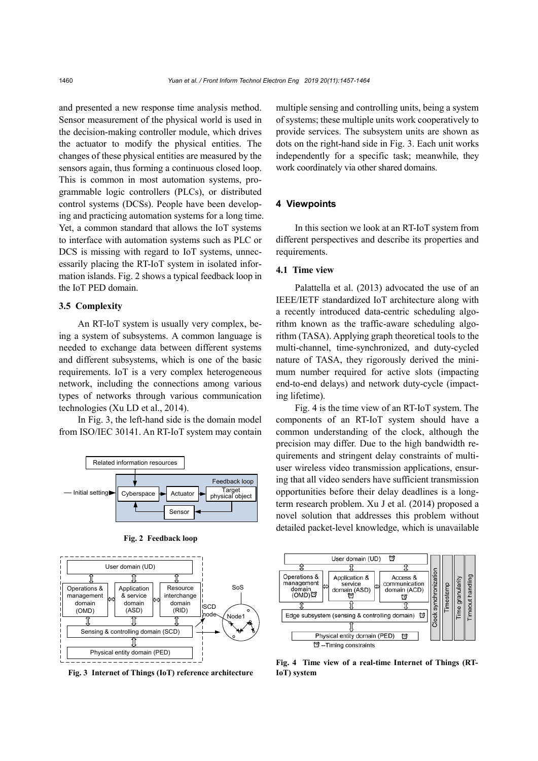and presented a new response time analysis method. Sensor measurement of the physical world is used in the decision-making controller module, which drives the actuator to modify the physical entities. The changes of these physical entities are measured by the sensors again, thus forming a continuous closed loop. This is common in most automation systems, programmable logic controllers (PLCs), or distributed control systems (DCSs). People have been developing and practicing automation systems for a long time. Yet, a common standard that allows the IoT systems to interface with automation systems such as PLC or DCS is missing with regard to IoT systems, unnecessarily placing the RT-IoT system in isolated information islands. Fig. 2 shows a typical feedback loop in the IoT PED domain.

### 3.5 Complexity

An RT-IoT system is usually very complex, being a system of subsystems. A common language is needed to exchange data between different systems and different subsystems, which is one of the basic requirements. IoT is a very complex heterogeneous network, including the connections among various types of networks through various communication technologies (Xu LD et al., 2014).

In Fig. 3, the left-hand side is the domain model from ISO/IEC 30141. An RT-IoT system may contain multiple sensing and controlling units, being a system of systems; these multiple units work cooperatively to provide services. The subsystem units are shown as dots on the right-hand side in Fig. 3. Each unit works independently for a specific task; meanwhile, they work coordinately via other shared domains.

**Fig. 2 Feedback loop**

**Fig. 3 Internet of Things (IoT) reference architecture**

## 4 Viewpoints

In this section we look at an RT-IoT system from different perspectives and describe its properties and requirements.

### 4.1 Time view

Palattella et al. (2013) advocated the use of an IEEE/IETF standardized IoT architecture along with a recently introduced data-centric scheduling algorithm known as the traffic-aware scheduling algorithm (TASA). Applying graph theoretical tools to the multi-channel, time-synchronized, and duty-cycled nature of TASA, they rigorously derived the minimum number required for active slots (impacting end-to-end delays) and network duty-cycle (impacting lifetime).

Fig. 4 is the time view of an RT-IoT system. The components of an RT-IoT system should have a common understanding of the clock, although the precision may differ. Due to the high bandwidth requirements and stringent delay constraints of multi-user wireless video transmission applications, ensuring that all video senders have sufficient transmission opportunities before their delay deadlines is a long-term research problem. Xu J et al. (2014) proposed a novel solution that addresses this problem without detailed packet-level knowledge, which is unavailable

**Fig. 4 Time view of a real-time Internet of Things (RT-IoT) system**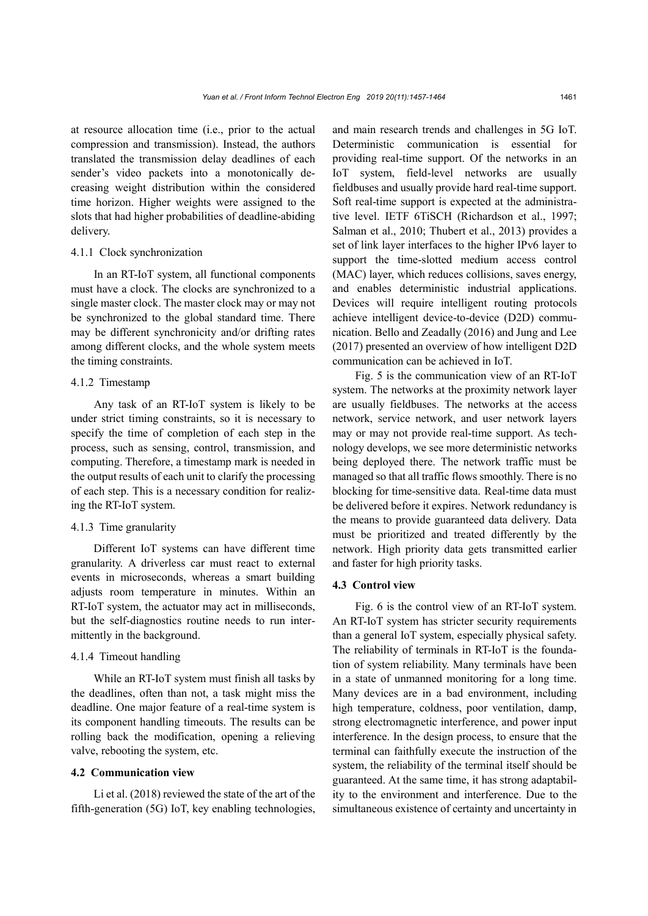at resource allocation time (i.e., prior to the actual compression and transmission). Instead, the authors translated the transmission delay deadlines of each sender's video packets into a monotonically decreasing weight distribution within the considered time horizon. Higher weights were assigned to the slots that had higher probabilities of deadline-abiding delivery.

#### 4.1.1 Clock synchronization

In an RT-IoT system, all functional components must have a clock. The clocks are synchronized to a single master clock. The master clock may or may not be synchronized to the global standard time. There may be different synchronicity and/or drifting rates among different clocks, and the whole system meets the timing constraints.

#### 4.1.2 Timestamp

Any task of an RT-IoT system is likely to be under strict timing constraints, so it is necessary to specify the time of completion of each step in the process, such as sensing, control, transmission, and computing. Therefore, a timestamp mark is needed in the output results of each unit to clarify the processing of each step. This is a necessary condition for realizing the RT-IoT system.

#### 4.1.3 Time granularity

Different IoT systems can have different time granularity. A driverless car must react to external events in microseconds, whereas a smart building adjusts room temperature in minutes. Within an RT-IoT system, the actuator may act in milliseconds, but the self-diagnostics routine needs to run intermittently in the background.

#### 4.1.4 Timeout handling

While an RT-IoT system must finish all tasks by the deadlines, often than not, a task might miss the deadline. One major feature of a real-time system is its component handling timeouts. The results can be rolling back the modification, opening a relieving valve, rebooting the system, etc.

### 4.2 Communication view

Li et al. (2018) reviewed the state of the art of the fifth-generation (5G) IoT, key enabling technologies, and main research trends and challenges in 5G IoT. Deterministic communication is essential for providing real-time support. Of the networks in an IoT system, field-level networks are usually fieldbuses and usually provide hard real-time support. Soft real-time support is expected at the administrative level. IETF 6TiSCH (Richardson et al., 1997; Salman et al., 2010; Thubert et al., 2013) provides a set of link layer interfaces to the higher IPv6 layer to support the time-slotted medium access control (MAC) layer, which reduces collisions, saves energy, and enables deterministic industrial applications. Devices will require intelligent routing protocols achieve intelligent device-to-device (D2D) communication. Bello and Zeadally (2016) and Jung and Lee (2017) presented an overview of how intelligent D2D communication can be achieved in IoT.

Fig. 5 is the communication view of an RT-IoT system. The networks at the proximity network layer are usually fieldbuses. The networks at the access network, service network, and user network layers may or may not provide real-time support. As technology develops, we see more deterministic networks being deployed there. The network traffic must be managed so that all traffic flows smoothly. There is no blocking for time-sensitive data. Real-time data must be delivered before it expires. Network redundancy is the means to provide guaranteed data delivery. Data must be prioritized and treated differently by the network. High priority data gets transmitted earlier and faster for high priority tasks.

### 4.3 Control view

Fig. 6 is the control view of an RT-IoT system. An RT-IoT system has stricter security requirements than a general IoT system, especially physical safety. The reliability of terminals in RT-IoT is the foundation of system reliability. Many terminals have been in a state of unmanned monitoring for a long time. Many devices are in a bad environment, including high temperature, coldness, poor ventilation, damp, strong electromagnetic interference, and power input interference. In the design process, to ensure that the terminal can faithfully execute the instruction of the system, the reliability of the terminal itself should be guaranteed. At the same time, it has strong adaptability to the environment and interference. Due to the simultaneous existence of certainty and uncertainty in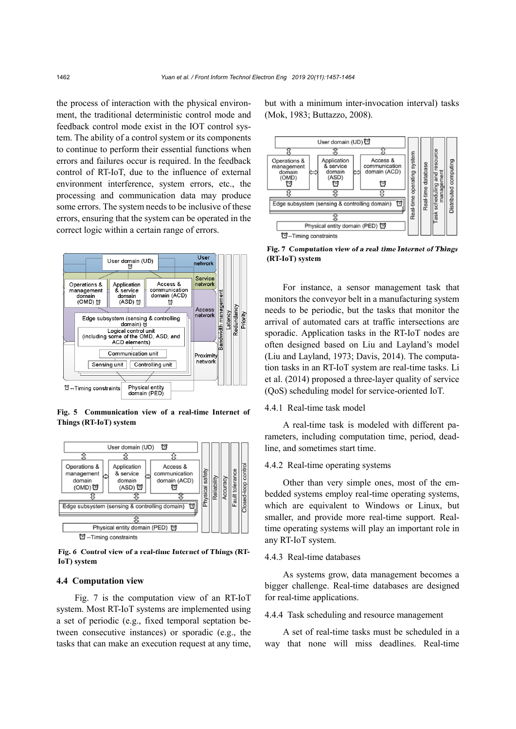the process of interaction with the physical environment, the traditional deterministic control mode and feedback control mode exist in the IOT control system. The ability of a control system or its components to continue to perform their essential functions when errors and failures occur is required. In the feedback control of RT-IoT, due to the influence of external environment interference, system errors, etc., the processing and communication data may produce some errors. The system needs to be inclusive of these errors, ensuring that the system can be operated in the correct logic within a certain range of errors.

**Fig. 5 Communication view of a real-time Internet of Things (RT-IoT) system**

**Fig. 6 Control view of a real-time Internet of Things (RT-IoT) system**

### 4.4 Computation view

Fig. 7 is the computation view of an RT-IoT system. Most RT-IoT systems are implemented using a set of periodic (e.g., fixed temporal septation between consecutive instances) or sporadic (e.g., the tasks that can make an execution request at any time, but with a minimum inter-invocation interval) tasks (Mok, 1983; Buttazzo, 2008).

**Fig. 7 Computation view of a real time Internet of Things (RT-IoT) system**

For instance, a sensor management task that monitors the conveyor belt in a manufacturing system needs to be periodic, but the tasks that monitor the arrival of automated cars at traffic intersections are sporadic. Application tasks in the RT-IoT nodes are often designed based on Liu and Layland's model (Liu and Layland, 1973; Davis, 2014). The computation tasks in an RT-IoT system are real-time tasks. Li et al. (2014) proposed a three-layer quality of service (QoS) scheduling model for service-oriented IoT.

#### 4.4.1 Real-time task model

A real-time task is modeled with different parameters, including computation time, period, deadline, and sometimes start time.

#### 4.4.2 Real-time operating systems

Other than very simple ones, most of the embedded systems employ real-time operating systems, which are equivalent to Windows or Linux, but smaller, and provide more real-time support. Real-time operating systems will play an important role in any RT-IoT system.

#### 4.4.3 Real-time databases

As systems grow, data management becomes a bigger challenge. Real-time databases are designed for real-time applications.

#### 4.4.4 Task scheduling and resource management

A set of real-time tasks must be scheduled in a way that none will miss deadlines. Real-time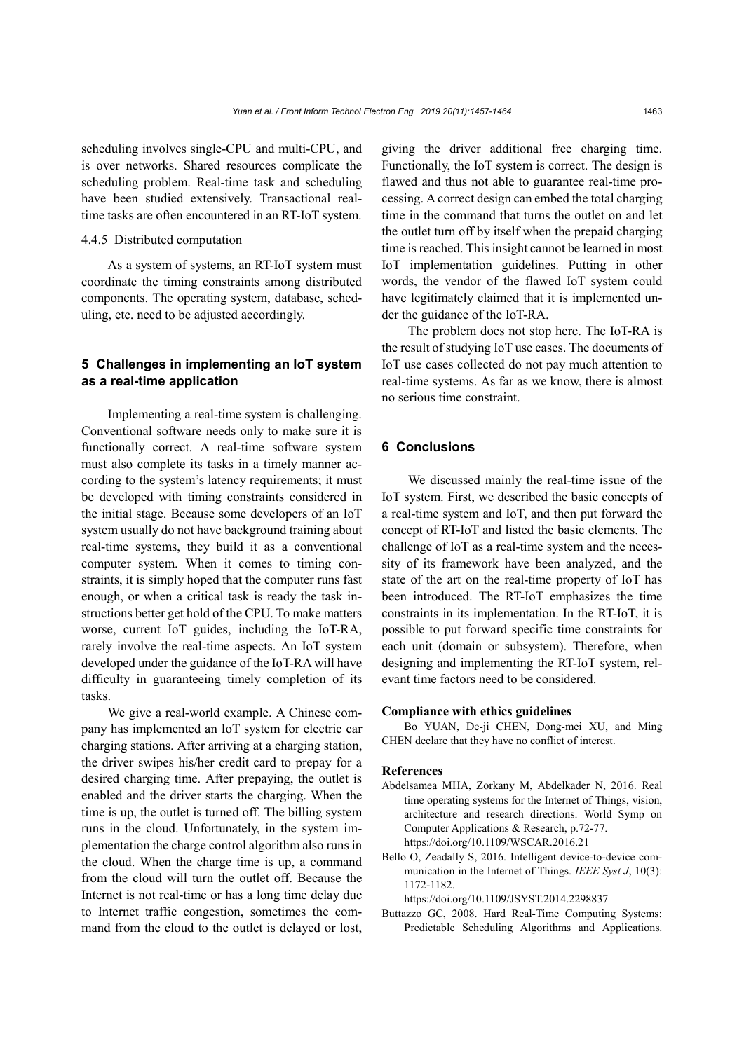scheduling involves single-CPU and multi-CPU, and is over networks. Shared resources complicate the scheduling problem. Real-time task and scheduling have been studied extensively. Transactional real-time tasks are often encountered in an RT-IoT system.

#### 4.4.5 Distributed computation

As a system of systems, an RT-IoT system must coordinate the timing constraints among distributed components. The operating system, database, scheduling, etc. need to be adjusted accordingly.

## 5 Challenges in implementing an IoT system as a real-time application

Implementing a real-time system is challenging. Conventional software needs only to make sure it is functionally correct. A real-time software system must also complete its tasks in a timely manner according to the system's latency requirements; it must be developed with timing constraints considered in the initial stage. Because some developers of an IoT system usually do not have background training about real-time systems, they build it as a conventional computer system. When it comes to timing constraints, it is simply hoped that the computer runs fast enough, or when a critical task is ready the task instructions better get hold of the CPU. To make matters worse, current IoT guides, including the IoT-RA, rarely involve the real-time aspects. An IoT system developed under the guidance of the IoT-RA will have difficulty in guaranteeing timely completion of its tasks.

We give a real-world example. A Chinese company has implemented an IoT system for electric car charging stations. After arriving at a charging station, the driver swipes his/her credit card to prepay for a desired charging time. After prepaying, the outlet is enabled and the driver starts the charging. When the time is up, the outlet is turned off. The billing system runs in the cloud. Unfortunately, in the system implementation the charge control algorithm also runs in the cloud. When the charge time is up, a command from the cloud will turn the outlet off. Because the Internet is not real-time or has a long time delay due to Internet traffic congestion, sometimes the command from the cloud to the outlet is delayed or lost, giving the driver additional free charging time. Functionally, the IoT system is correct. The design is flawed and thus not able to guarantee real-time processing. A correct design can embed the total charging time in the command that turns the outlet on and let the outlet turn off by itself when the prepaid charging time is reached. This insight cannot be learned in most IoT implementation guidelines. Putting in other words, the vendor of the flawed IoT system could have legitimately claimed that it is implemented under the guidance of the IoT-RA.

The problem does not stop here. The IoT-RA is the result of studying IoT use cases. The documents of IoT use cases collected do not pay much attention to real-time systems. As far as we know, there is almost no serious time constraint.

## 6 Conclusions

We discussed mainly the real-time issue of the IoT system. First, we described the basic concepts of a real-time system and IoT, and then put forward the concept of RT-IoT and listed the basic elements. The challenge of IoT as a real-time system and the necessity of its framework have been analyzed, and the state of the art on the real-time property of IoT has been introduced. The RT-IoT emphasizes the time constraints in its implementation. In the RT-IoT, it is possible to put forward specific time constraints for each unit (domain or subsystem). Therefore, when designing and implementing the RT-IoT system, relevant time factors need to be considered.

### Compliance with ethics guidelines

Bo YUAN, De-ji CHEN, Dong-mei XU, and Ming CHEN declare that they have no conflict of interest.

### References

Abdelsamea MHA, Zorkany M, Abdelkader N, 2016. Real time operating systems for the Internet of Things, vision, architecture and research directions. World Symp on Computer Applications & Research, p.72-77. https://doi.org/10.1109/WSCAR.2016.21

Bello O, Zeadally S, 2016. Intelligent device-to-device communication in the Internet of Things. *IEEE Syst J*, 10(3): 1172-1182. https://doi.org/10.1109/JSYST.2014.2298837

Buttazzo GC, 2008. Hard Real-Time Computing Systems: Predictable Scheduling Algorithms and Applications.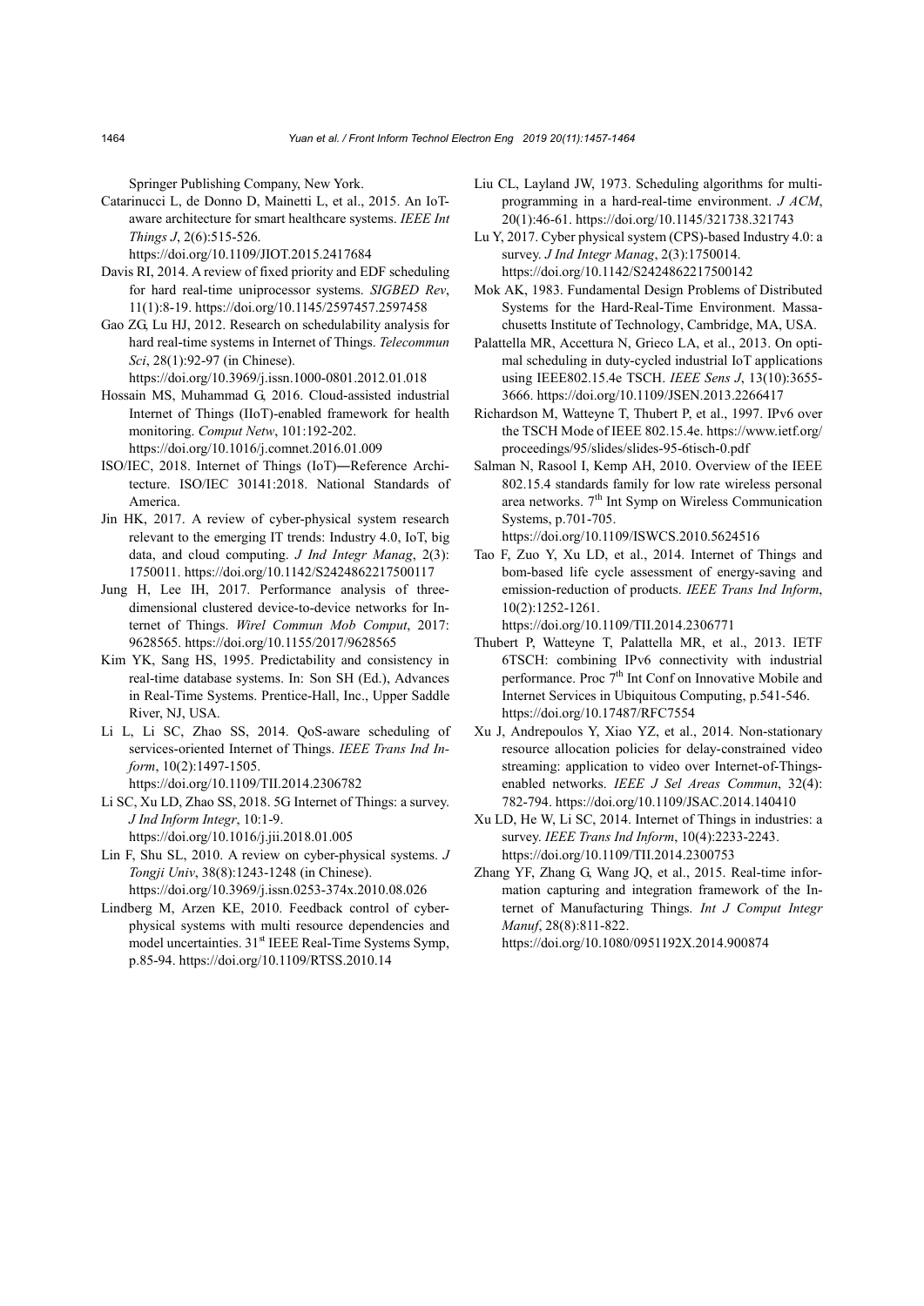Springer Publishing Company, New York.

Catarinucci L, de Donno D, Mainetti L, et al., 2015. An IoT-aware architecture for smart healthcare systems. *IEEE Int Things J*, 2(6):515-526. https://doi.org/10.1109/JIOT.2015.2417684

Davis RI, 2014. A review of fixed priority and EDF scheduling for hard real-time uniprocessor systems. *SIGBED Rev*, 11(1):8-19. https://doi.org/10.1145/2597457.2597458

Gao ZG, Lu HJ, 2012. Research on schedulability analysis for hard real-time systems in Internet of Things. *Telecommun Sci*, 28(1):92-97 (in Chinese). https://doi.org/10.3969/j.issn.1000-0801.2012.01.018

Hossain MS, Muhammad G, 2016. Cloud-assisted industrial Internet of Things (IIoT)-enabled framework for health monitoring. *Comput Netw*, 101:192-202. https://doi.org/10.1016/j.comnet.2016.01.009

ISO/IEC, 2018. Internet of Things (IoT)—Reference Architecture. ISO/IEC 30141:2018. National Standards of America.

Jin HK, 2017. A review of cyber-physical system research relevant to the emerging IT trends: Industry 4.0, IoT, big data, and cloud computing. *J Ind Integr Manag*, 2(3): 1750011. https://doi.org/10.1142/S2424862217500117

Jung H, Lee IH, 2017. Performance analysis of three-dimensional clustered device-to-device networks for Internet of Things. *Wirel Commun Mob Comput*, 2017: 9628565. https://doi.org/10.1155/2017/9628565

Kim YK, Sang HS, 1995. Predictability and consistency in real-time database systems. In: Son SH (Ed.), Advances in Real-Time Systems. Prentice-Hall, Inc., Upper Saddle River, NJ, USA.

Li L, Li SC, Zhao SS, 2014. QoS-aware scheduling of services-oriented Internet of Things. *IEEE Trans Ind Inform*, 10(2):1497-1505. https://doi.org/10.1109/TII.2014.2306782

Li SC, Xu LD, Zhao SS, 2018. 5G Internet of Things: a survey. *J Ind Inform Integr*, 10:1-9. https://doi.org/10.1016/j.jii.2018.01.005

Lin F, Shu SL, 2010. A review on cyber-physical systems. *J Tongji Univ*, 38(8):1243-1248 (in Chinese). https://doi.org/10.3969/j.issn.0253-374x.2010.08.026

Lindberg M, Arzen KE, 2010. Feedback control of cyber-physical systems with multi resource dependencies and model uncertainties. 31st IEEE Real-Time Systems Symp, p.85-94. https://doi.org/10.1109/RTSS.2010.14

Liu CL, Layland JW, 1973. Scheduling algorithms for multi-programming in a hard-real-time environment. *J ACM*, 20(1):46-61. https://doi.org/10.1145/321738.321743

Lu Y, 2017. Cyber physical system (CPS)-based Industry 4.0: a survey. *J Ind Integr Manag*, 2(3):1750014. https://doi.org/10.1142/S2424862217500142

Mok AK, 1983. Fundamental Design Problems of Distributed Systems for the Hard-Real-Time Environment. Massachusetts Institute of Technology, Cambridge, MA, USA.

Palattella MR, Accettura N, Grieco LA, et al., 2013. On optimal scheduling in duty-cycled industrial IoT applications using IEEE802.15.4e TSCH. *IEEE Sens J*, 13(10):3655-3666. https://doi.org/10.1109/JSEN.2013.2266417

Richardson M, Watteyne T, Thubert P, et al., 1997. IPv6 over the TSCH Mode of IEEE 802.15.4e. https://www.ietf.org/proceedings/95/slides/slides-95-6tisch-0.pdf

Salman N, Rasool I, Kemp AH, 2010. Overview of the IEEE 802.15.4 standards family for low rate wireless personal area networks. 7th Int Symp on Wireless Communication Systems, p.701-705. https://doi.org/10.1109/ISWCS.2010.5624516

Tao F, Zuo Y, Xu LD, et al., 2014. Internet of Things and bom-based life cycle assessment of energy-saving and emission-reduction of products. *IEEE Trans Ind Inform*, 10(2):1252-1261. https://doi.org/10.1109/TII.2014.2306771

Thubert P, Watteyne T, Palattella MR, et al., 2013. IETF 6TSCH: combining IPv6 connectivity with industrial performance. Proc 7th Int Conf on Innovative Mobile and Internet Services in Ubiquitous Computing, p.541-546. https://doi.org/10.17487/RFC7554

Xu J, Andrepoulos Y, Xiao YZ, et al., 2014. Non-stationary resource allocation policies for delay-constrained video streaming: application to video over Internet-of-Things-enabled networks. *IEEE J Sel Areas Commun*, 32(4): 782-794. https://doi.org/10.1109/JSAC.2014.140410

Xu LD, He W, Li SC, 2014. Internet of Things in industries: a survey. *IEEE Trans Ind Inform*, 10(4):2233-2243. https://doi.org/10.1109/TII.2014.2300753

Zhang YF, Zhang G, Wang JQ, et al., 2015. Real-time information capturing and integration framework of the Internet of Manufacturing Things. *Int J Comput Integr Manuf*, 28(8):811-822. https://doi.org/10.1080/0951192X.2014.900874